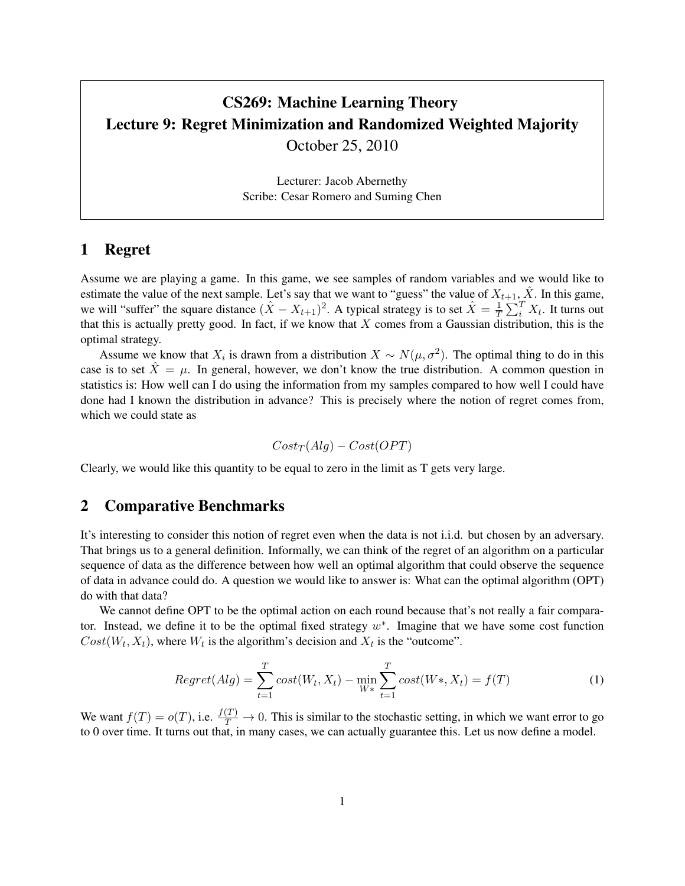# CS269: Machine Learning Theory
# Lecture 9: Regret Minimization and Randomized Weighted Majority

October 25, 2010

Lecturer: Jacob Abernethy
Scribe: Cesar Romero and Suming Chen

## 1 Regret

Assume we are playing a game. In this game, we see samples of random variables and we would like to estimate the value of the next sample. Let's say that we want to "guess" the value of $X_{t+1}$, $\hat{X}$. In this game, we will "suffer" the square distance $(\hat{X} - X_{t+1})^2$. A typical strategy is to set $\hat{X} = \frac{1}{T}\sum_i^T X_t$. It turns out that this is actually pretty good. In fact, if we know that $X$ comes from a Gaussian distribution, this is the optimal strategy.

Assume we know that $X_i$ is drawn from a distribution $X \sim N(\mu, \sigma^2)$. The optimal thing to do in this case is to set $\hat{X} = \mu$. In general, however, we don't know the true distribution. A common question in statistics is: How well can I do using the information from my samples compared to how well I could have done had I known the distribution in advance? This is precisely where the notion of regret comes from, which we could state as

$$Cost_T(Alg) - Cost(OPT)$$

Clearly, we would like this quantity to be equal to zero in the limit as T gets very large.

## 2 Comparative Benchmarks

It's interesting to consider this notion of regret even when the data is not i.i.d. but chosen by an adversary. That brings us to a general definition. Informally, we can think of the regret of an algorithm on a particular sequence of data as the difference between how well an optimal algorithm that could observe the sequence of data in advance could do. A question we would like to answer is: What can the optimal algorithm (OPT) do with that data?

We cannot define OPT to be the optimal action on each round because that's not really a fair comparator. Instead, we define it to be the optimal fixed strategy $w^*$. Imagine that we have some cost function $Cost(W_t, X_t)$, where $W_t$ is the algorithm's decision and $X_t$ is the "outcome".

$$Regret(Alg) = \sum_{t=1}^{T} cost(W_t, X_t) - \min_{W*} \sum_{t=1}^{T} cost(W*, X_t) = f(T) \tag{1}$$

We want $f(T) = o(T)$, i.e. $\frac{f(T)}{T} \to 0$. This is similar to the stochastic setting, in which we want error to go to 0 over time. It turns out that, in many cases, we can actually guarantee this. Let us now define a model.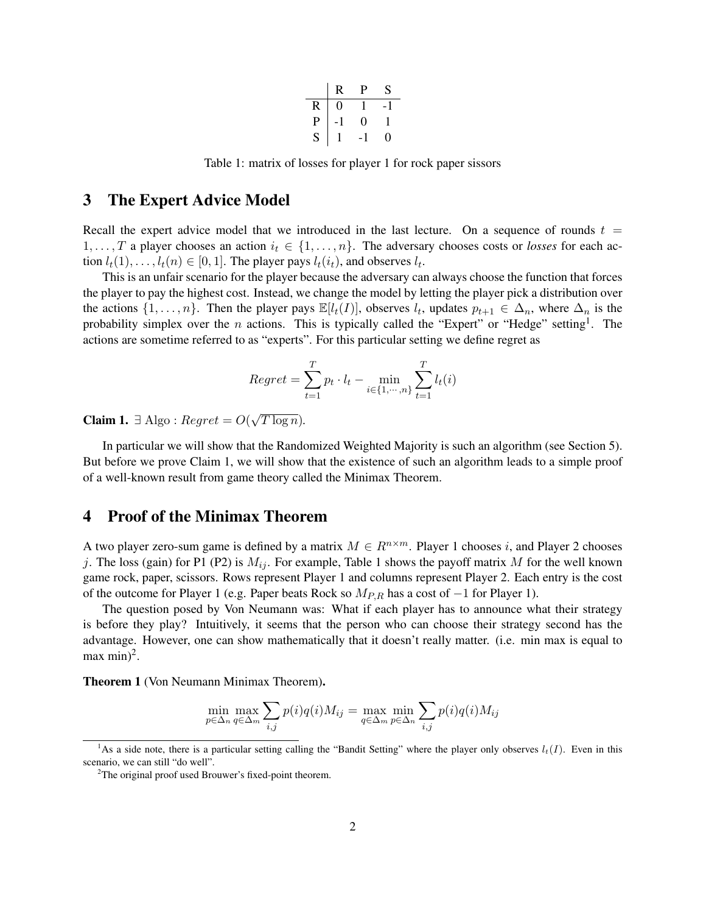|   | R | P | S |
|---|---|---|---|
| R | 0 | 1 | -1 |
| P | -1 | 0 | 1 |
| S | 1 | -1 | 0 |

Table 1: matrix of losses for player 1 for rock paper sissors

## 3 The Expert Advice Model

Recall the expert advice model that we introduced in the last lecture. On a sequence of rounds $t = 1, \ldots, T$ a player chooses an action $i_t \in \{1, \ldots, n\}$. The adversary chooses costs or *losses* for each action $l_t(1), \ldots, l_t(n) \in [0, 1]$. The player pays $l_t(i_t)$, and observes $l_t$.

This is an unfair scenario for the player because the adversary can always choose the function that forces the player to pay the highest cost. Instead, we change the model by letting the player pick a distribution over the actions $\{1, \ldots, n\}$. Then the player pays $\mathbb{E}[l_t(I)]$, observes $l_t$, updates $p_{t+1} \in \Delta_n$, where $\Delta_n$ is the probability simplex over the $n$ actions. This is typically called the "Expert" or "Hedge" setting[1]. The actions are sometime referred to as "experts". For this particular setting we define regret as

$$Regret = \sum_{t=1}^{T} p_t \cdot l_t - \min_{i \in \{1, \cdots, n\}} \sum_{t=1}^{T} l_t(i)$$

**Claim 1.** $\exists$ Algo : $Regret = O(\sqrt{T \log n})$.

In particular we will show that the Randomized Weighted Majority is such an algorithm (see Section 5). But before we prove Claim 1, we will show that the existence of such an algorithm leads to a simple proof of a well-known result from game theory called the Minimax Theorem.

## 4 Proof of the Minimax Theorem

A two player zero-sum game is defined by a matrix $M \in R^{n \times m}$. Player 1 chooses $i$, and Player 2 chooses $j$. The loss (gain) for P1 (P2) is $M_{ij}$. For example, Table 1 shows the payoff matrix $M$ for the well known game rock, paper, scissors. Rows represent Player 1 and columns represent Player 2. Each entry is the cost of the outcome for Player 1 (e.g. Paper beats Rock so $M_{P,R}$ has a cost of $-1$ for Player 1).

The question posed by Von Neumann was: What if each player has to announce what their strategy is before they play? Intuitively, it seems that the person who can choose their strategy second has the advantage. However, one can show mathematically that it doesn't really matter. (i.e. min max is equal to max min)[2].

**Theorem 1** (Von Neumann Minimax Theorem)**.**

$$\min_{p \in \Delta_n} \max_{q \in \Delta_m} \sum_{i,j} p(i)q(i)M_{ij} = \max_{q \in \Delta_m} \min_{p \in \Delta_n} \sum_{i,j} p(i)q(i)M_{ij}$$

[1]As a side note, there is a particular setting calling the "Bandit Setting" where the player only observes $l_t(I)$. Even in this scenario, we can still "do well".

[2]The original proof used Brouwer's fixed-point theorem.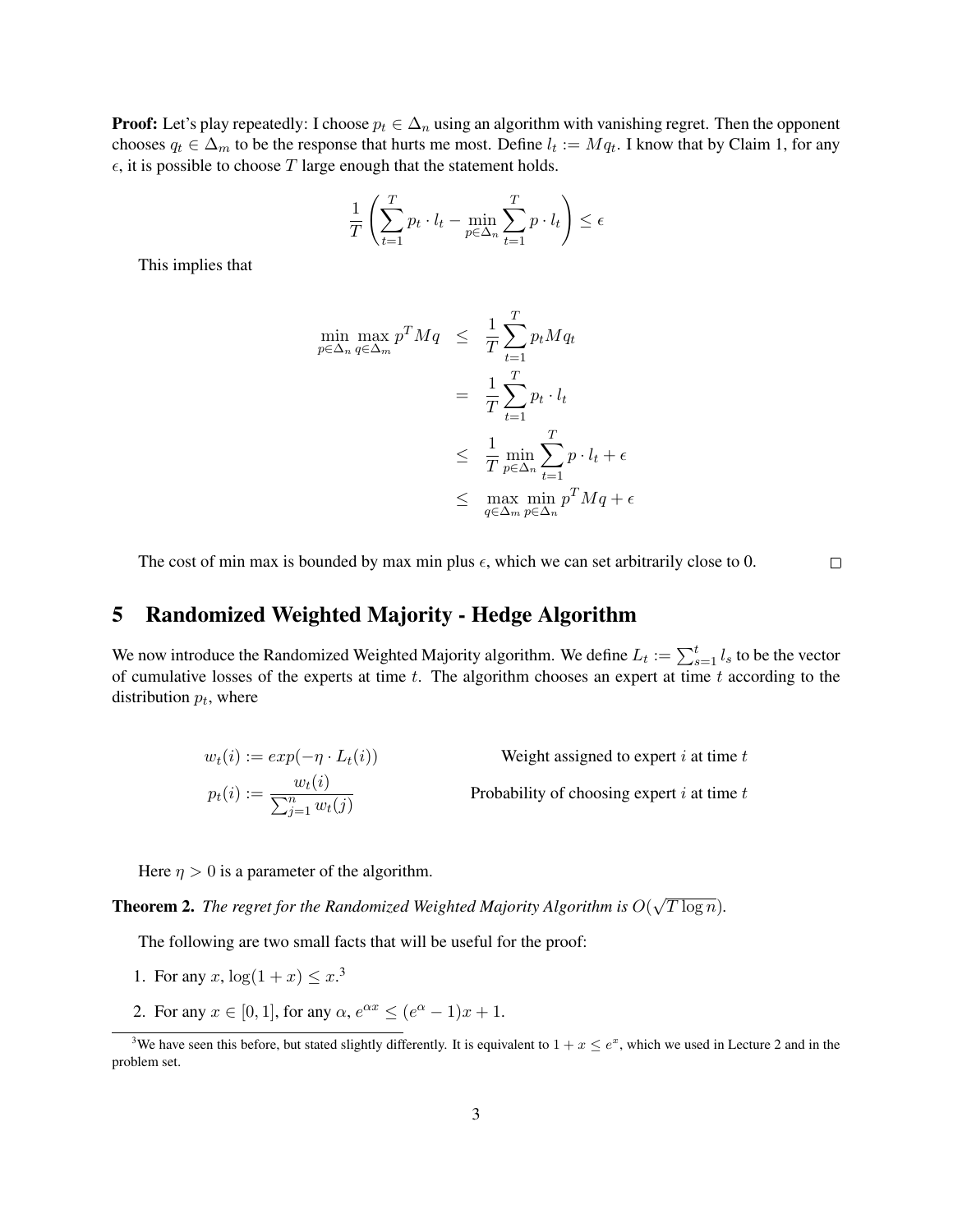**Proof:** Let's play repeatedly: I choose $p_t \in \Delta_n$ using an algorithm with vanishing regret. Then the opponent chooses $q_t \in \Delta_m$ to be the response that hurts me most. Define $l_t := Mq_t$. I know that by Claim 1, for any $\epsilon$, it is possible to choose $T$ large enough that the statement holds.

$$\frac{1}{T}\left(\sum_{t=1}^{T} p_t \cdot l_t - \min_{p\in\Delta_n}\sum_{t=1}^{T} p \cdot l_t\right) \leq \epsilon$$

This implies that

$$\begin{aligned}
\min_{p\in\Delta_n}\max_{q\in\Delta_m} p^T M q &\leq \frac{1}{T}\sum_{t=1}^{T} p_t M q_t \\
&= \frac{1}{T}\sum_{t=1}^{T} p_t \cdot l_t \\
&\leq \frac{1}{T}\min_{p\in\Delta_n}\sum_{t=1}^{T} p \cdot l_t + \epsilon \\
&\leq \max_{q\in\Delta_m}\min_{p\in\Delta_n} p^T M q + \epsilon
\end{aligned}$$

The cost of min max is bounded by max min plus $\epsilon$, which we can set arbitrarily close to 0. □

## 5 Randomized Weighted Majority - Hedge Algorithm

We now introduce the Randomized Weighted Majority algorithm. We define $L_t := \sum_{s=1}^{t} l_s$ to be the vector of cumulative losses of the experts at time $t$. The algorithm chooses an expert at time $t$ according to the distribution $p_t$, where

$$w_t(i) := exp(-\eta \cdot L_t(i)) \qquad \text{Weight assigned to expert } i \text{ at time } t$$

$$p_t(i) := \frac{w_t(i)}{\sum_{j=1}^{n} w_t(j)} \qquad \text{Probability of choosing expert } i \text{ at time } t$$

Here $\eta > 0$ is a parameter of the algorithm.

**Theorem 2.** *The regret for the Randomized Weighted Majority Algorithm is $O(\sqrt{T \log n})$.*

The following are two small facts that will be useful for the proof:

1. For any $x$, $\log(1 + x) \leq x$.[3]
2. For any $x \in [0, 1]$, for any $\alpha$, $e^{\alpha x} \leq (e^{\alpha} - 1)x + 1$.

[3]We have seen this before, but stated slightly differently. It is equivalent to $1 + x \leq e^x$, which we used in Lecture 2 and in the problem set.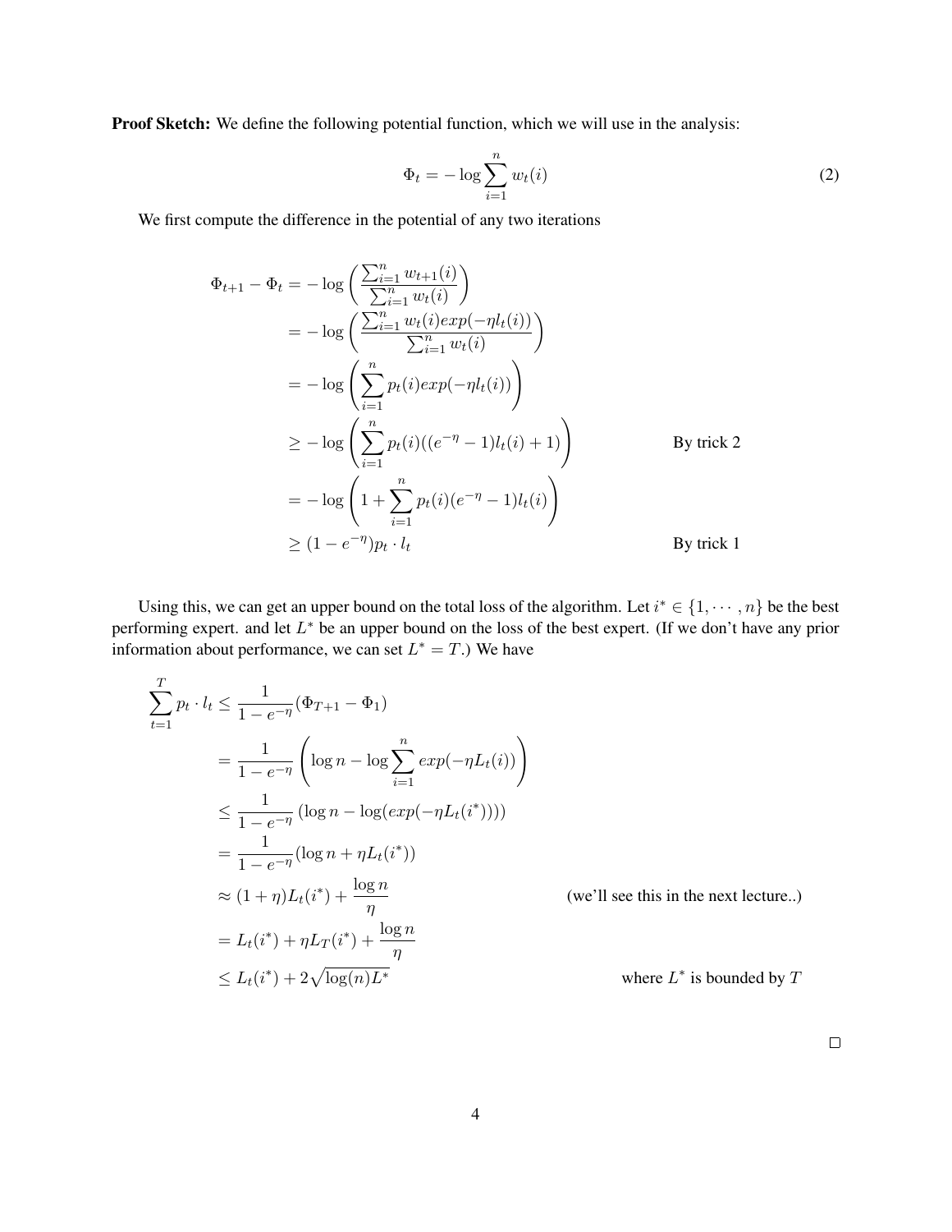**Proof Sketch:** We define the following potential function, which we will use in the analysis:

$$\Phi_t = -\log \sum_{i=1}^{n} w_t(i) \tag{2}$$

We first compute the difference in the potential of any two iterations

$$\begin{aligned}
\Phi_{t+1} - \Phi_t &= -\log\left(\frac{\sum_{i=1}^{n} w_{t+1}(i)}{\sum_{i=1}^{n} w_t(i)}\right) \\
&= -\log\left(\frac{\sum_{i=1}^{n} w_t(i) exp(-\eta l_t(i))}{\sum_{i=1}^{n} w_t(i)}\right) \\
&= -\log\left(\sum_{i=1}^{n} p_t(i) exp(-\eta l_t(i))\right) \\
&\geq -\log\left(\sum_{i=1}^{n} p_t(i)((e^{-\eta} - 1)l_t(i) + 1)\right) && \text{By trick 2} \\
&= -\log\left(1 + \sum_{i=1}^{n} p_t(i)(e^{-\eta} - 1)l_t(i)\right) \\
&\geq (1 - e^{-\eta}) p_t \cdot l_t && \text{By trick 1}
\end{aligned}$$

Using this, we can get an upper bound on the total loss of the algorithm. Let $i^* \in \{1, \cdots, n\}$ be the best performing expert. and let $L^*$ be an upper bound on the loss of the best expert. (If we don't have any prior information about performance, we can set $L^* = T$.) We have

$$\begin{aligned}
\sum_{t=1}^{T} p_t \cdot l_t &\leq \frac{1}{1 - e^{-\eta}} (\Phi_{T+1} - \Phi_1) \\
&= \frac{1}{1 - e^{-\eta}} \left(\log n - \log \sum_{i=1}^{n} exp(-\eta L_t(i))\right) \\
&\leq \frac{1}{1 - e^{-\eta}} \left(\log n - \log(exp(-\eta L_t(i^*)))\right) \\
&= \frac{1}{1 - e^{-\eta}} (\log n + \eta L_t(i^*)) \\
&\approx (1 + \eta) L_t(i^*) + \frac{\log n}{\eta} && \text{(we'll see this in the next lecture..)} \\
&= L_t(i^*) + \eta L_T(i^*) + \frac{\log n}{\eta} \\
&\leq L_t(i^*) + 2\sqrt{\log(n) L^*} && \text{where } L^* \text{ is bounded by } T
\end{aligned}$$

□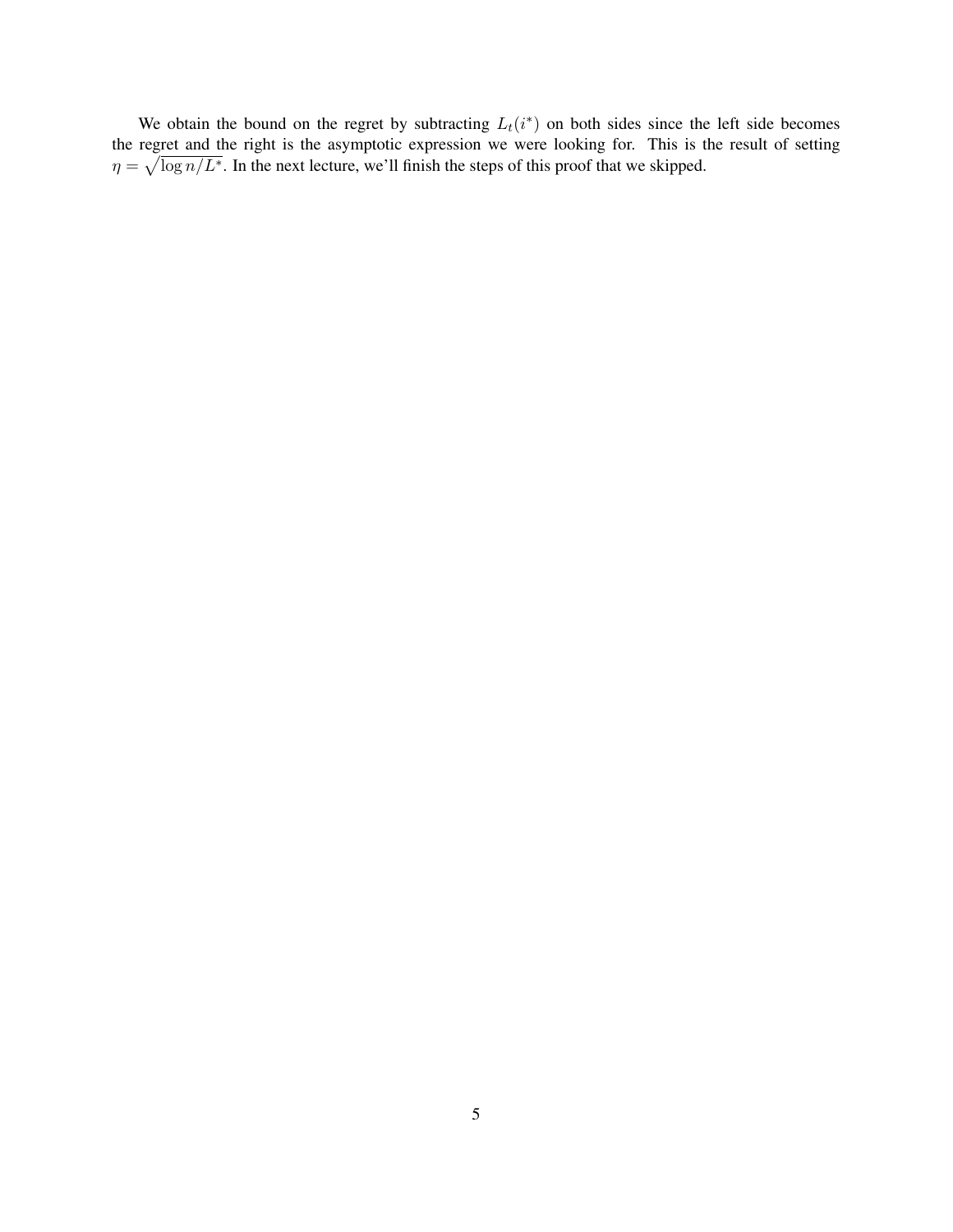We obtain the bound on the regret by subtracting $L_t(i^*)$ on both sides since the left side becomes the regret and the right is the asymptotic expression we were looking for. This is the result of setting $\eta = \sqrt{\log n / L^*}$. In the next lecture, we'll finish the steps of this proof that we skipped.